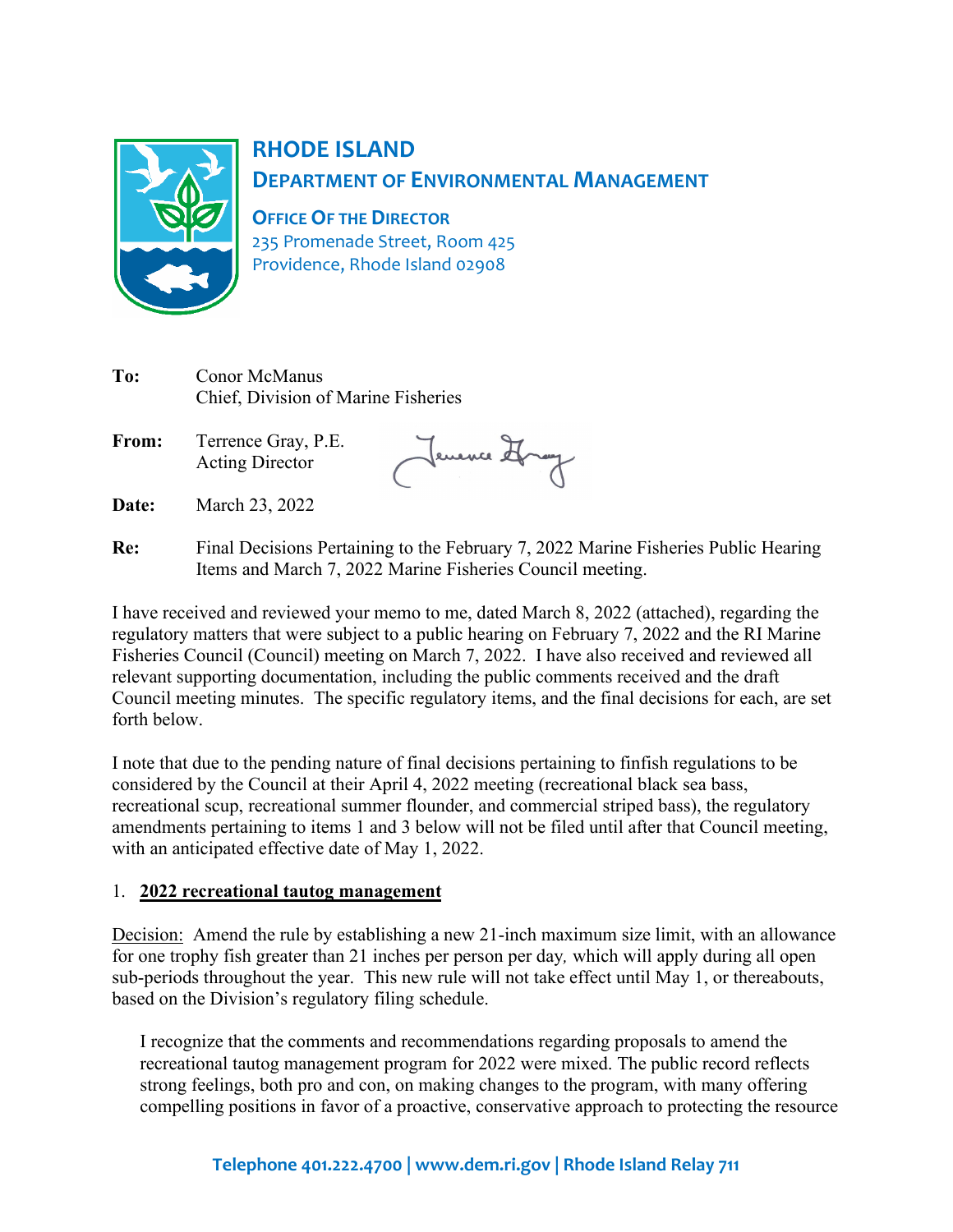# RHODE ISLAND
## DEPARTMENT OF ENVIRONMENTAL MANAGEMENT

**OFFICE OF THE DIRECTOR**
235 Promenade Street, Room 425
Providence, Rhode Island 02908

**To:** Conor McManus
Chief, Division of Marine Fisheries

**From:** Terrence Gray, P.E.
Acting Director

**Date:** March 23, 2022

**Re:** Final Decisions Pertaining to the February 7, 2022 Marine Fisheries Public Hearing Items and March 7, 2022 Marine Fisheries Council meeting.

I have received and reviewed your memo to me, dated March 8, 2022 (attached), regarding the regulatory matters that were subject to a public hearing on February 7, 2022 and the RI Marine Fisheries Council (Council) meeting on March 7, 2022. I have also received and reviewed all relevant supporting documentation, including the public comments received and the draft Council meeting minutes. The specific regulatory items, and the final decisions for each, are set forth below.

I note that due to the pending nature of final decisions pertaining to finfish regulations to be considered by the Council at their April 4, 2022 meeting (recreational black sea bass, recreational scup, recreational summer flounder, and commercial striped bass), the regulatory amendments pertaining to items 1 and 3 below will not be filed until after that Council meeting, with an anticipated effective date of May 1, 2022.

1. **<u>2022 recreational tautog management</u>**

<u>Decision:</u> Amend the rule by establishing a new 21-inch maximum size limit, with an allowance for one trophy fish greater than 21 inches per person per day, which will apply during all open sub-periods throughout the year. This new rule will not take effect until May 1, or thereabouts, based on the Division's regulatory filing schedule.

> I recognize that the comments and recommendations regarding proposals to amend the recreational tautog management program for 2022 were mixed. The public record reflects strong feelings, both pro and con, on making changes to the program, with many offering compelling positions in favor of a proactive, conservative approach to protecting the resource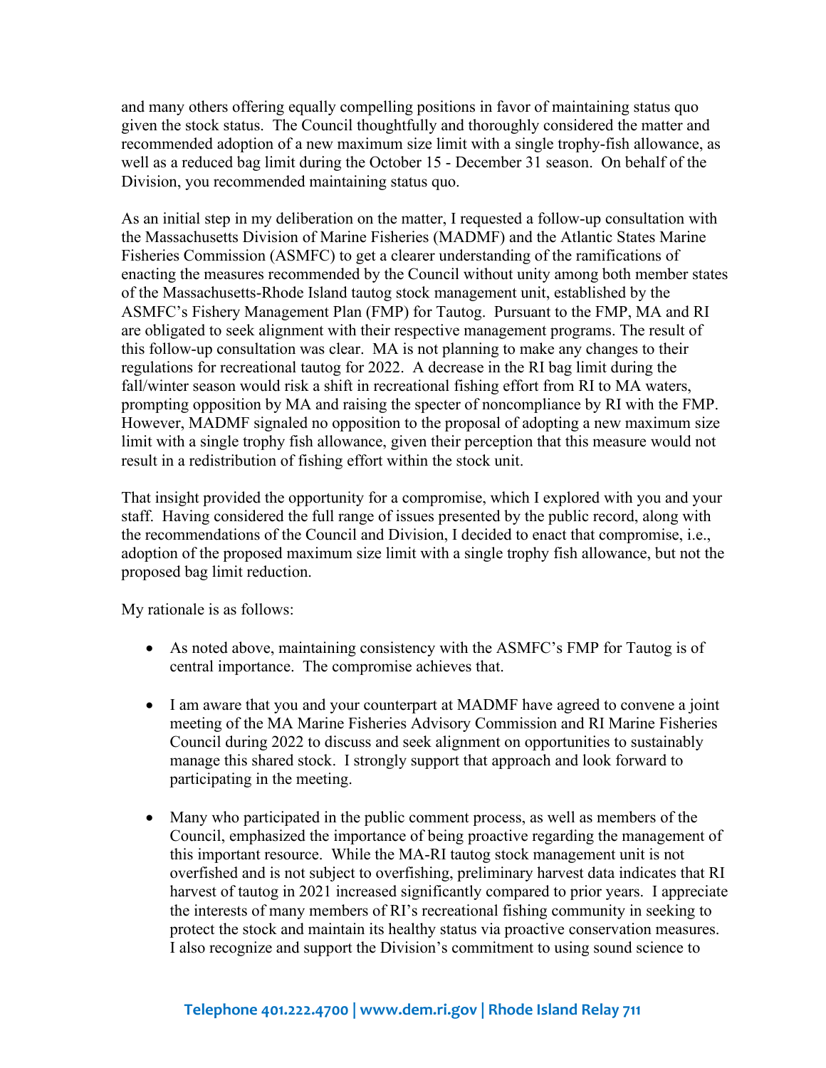and many others offering equally compelling positions in favor of maintaining status quo given the stock status. The Council thoughtfully and thoroughly considered the matter and recommended adoption of a new maximum size limit with a single trophy-fish allowance, as well as a reduced bag limit during the October 15 - December 31 season. On behalf of the Division, you recommended maintaining status quo.

As an initial step in my deliberation on the matter, I requested a follow-up consultation with the Massachusetts Division of Marine Fisheries (MADMF) and the Atlantic States Marine Fisheries Commission (ASMFC) to get a clearer understanding of the ramifications of enacting the measures recommended by the Council without unity among both member states of the Massachusetts-Rhode Island tautog stock management unit, established by the ASMFC's Fishery Management Plan (FMP) for Tautog. Pursuant to the FMP, MA and RI are obligated to seek alignment with their respective management programs. The result of this follow-up consultation was clear. MA is not planning to make any changes to their regulations for recreational tautog for 2022. A decrease in the RI bag limit during the fall/winter season would risk a shift in recreational fishing effort from RI to MA waters, prompting opposition by MA and raising the specter of noncompliance by RI with the FMP. However, MADMF signaled no opposition to the proposal of adopting a new maximum size limit with a single trophy fish allowance, given their perception that this measure would not result in a redistribution of fishing effort within the stock unit.

That insight provided the opportunity for a compromise, which I explored with you and your staff. Having considered the full range of issues presented by the public record, along with the recommendations of the Council and Division, I decided to enact that compromise, i.e., adoption of the proposed maximum size limit with a single trophy fish allowance, but not the proposed bag limit reduction.

My rationale is as follows:

- As noted above, maintaining consistency with the ASMFC's FMP for Tautog is of central importance. The compromise achieves that.

- I am aware that you and your counterpart at MADMF have agreed to convene a joint meeting of the MA Marine Fisheries Advisory Commission and RI Marine Fisheries Council during 2022 to discuss and seek alignment on opportunities to sustainably manage this shared stock. I strongly support that approach and look forward to participating in the meeting.

- Many who participated in the public comment process, as well as members of the Council, emphasized the importance of being proactive regarding the management of this important resource. While the MA-RI tautog stock management unit is not overfished and is not subject to overfishing, preliminary harvest data indicates that RI harvest of tautog in 2021 increased significantly compared to prior years. I appreciate the interests of many members of RI's recreational fishing community in seeking to protect the stock and maintain its healthy status via proactive conservation measures. I also recognize and support the Division's commitment to using sound science to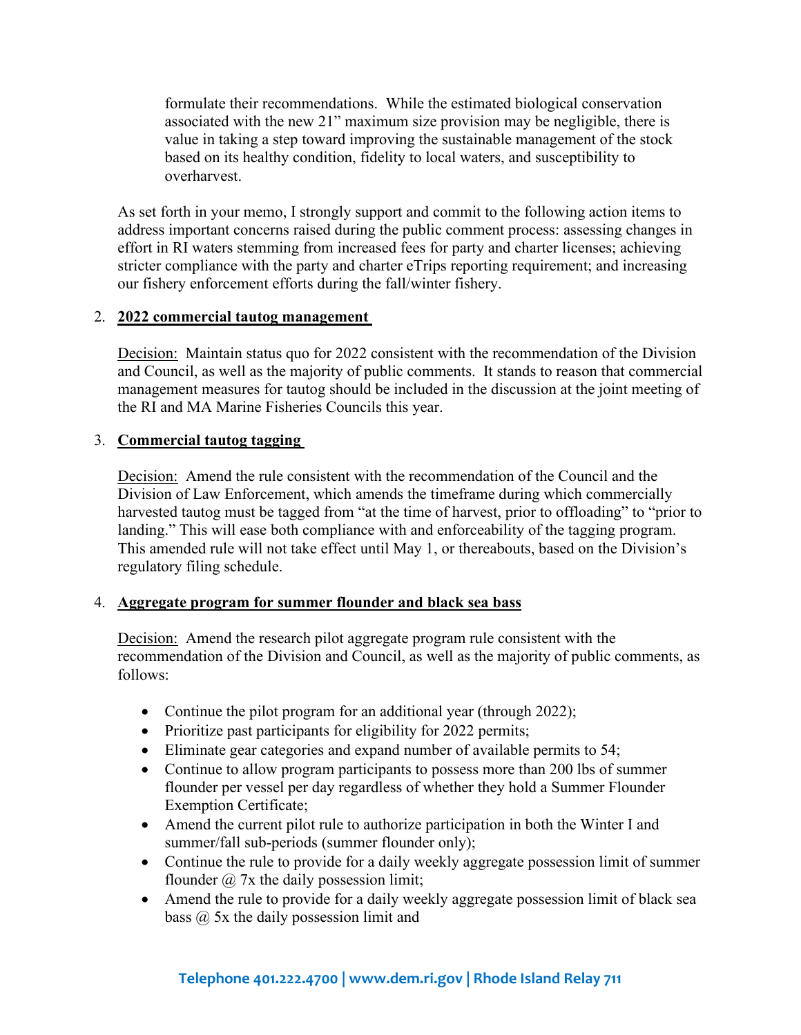formulate their recommendations. While the estimated biological conservation associated with the new 21" maximum size provision may be negligible, there is value in taking a step toward improving the sustainable management of the stock based on its healthy condition, fidelity to local waters, and susceptibility to overharvest.

As set forth in your memo, I strongly support and commit to the following action items to address important concerns raised during the public comment process: assessing changes in effort in RI waters stemming from increased fees for party and charter licenses; achieving stricter compliance with the party and charter eTrips reporting requirement; and increasing our fishery enforcement efforts during the fall/winter fishery.

2. **2022 commercial tautog management**

   Decision: Maintain status quo for 2022 consistent with the recommendation of the Division and Council, as well as the majority of public comments. It stands to reason that commercial management measures for tautog should be included in the discussion at the joint meeting of the RI and MA Marine Fisheries Councils this year.

3. **Commercial tautog tagging**

   Decision: Amend the rule consistent with the recommendation of the Council and the Division of Law Enforcement, which amends the timeframe during which commercially harvested tautog must be tagged from "at the time of harvest, prior to offloading" to "prior to landing." This will ease both compliance with and enforceability of the tagging program. This amended rule will not take effect until May 1, or thereabouts, based on the Division's regulatory filing schedule.

4. **Aggregate program for summer flounder and black sea bass**

   Decision: Amend the research pilot aggregate program rule consistent with the recommendation of the Division and Council, as well as the majority of public comments, as follows:

   - Continue the pilot program for an additional year (through 2022);
   - Prioritize past participants for eligibility for 2022 permits;
   - Eliminate gear categories and expand number of available permits to 54;
   - Continue to allow program participants to possess more than 200 lbs of summer flounder per vessel per day regardless of whether they hold a Summer Flounder Exemption Certificate;
   - Amend the current pilot rule to authorize participation in both the Winter I and summer/fall sub-periods (summer flounder only);
   - Continue the rule to provide for a daily weekly aggregate possession limit of summer flounder @ 7x the daily possession limit;
   - Amend the rule to provide for a daily weekly aggregate possession limit of black sea bass @ 5x the daily possession limit and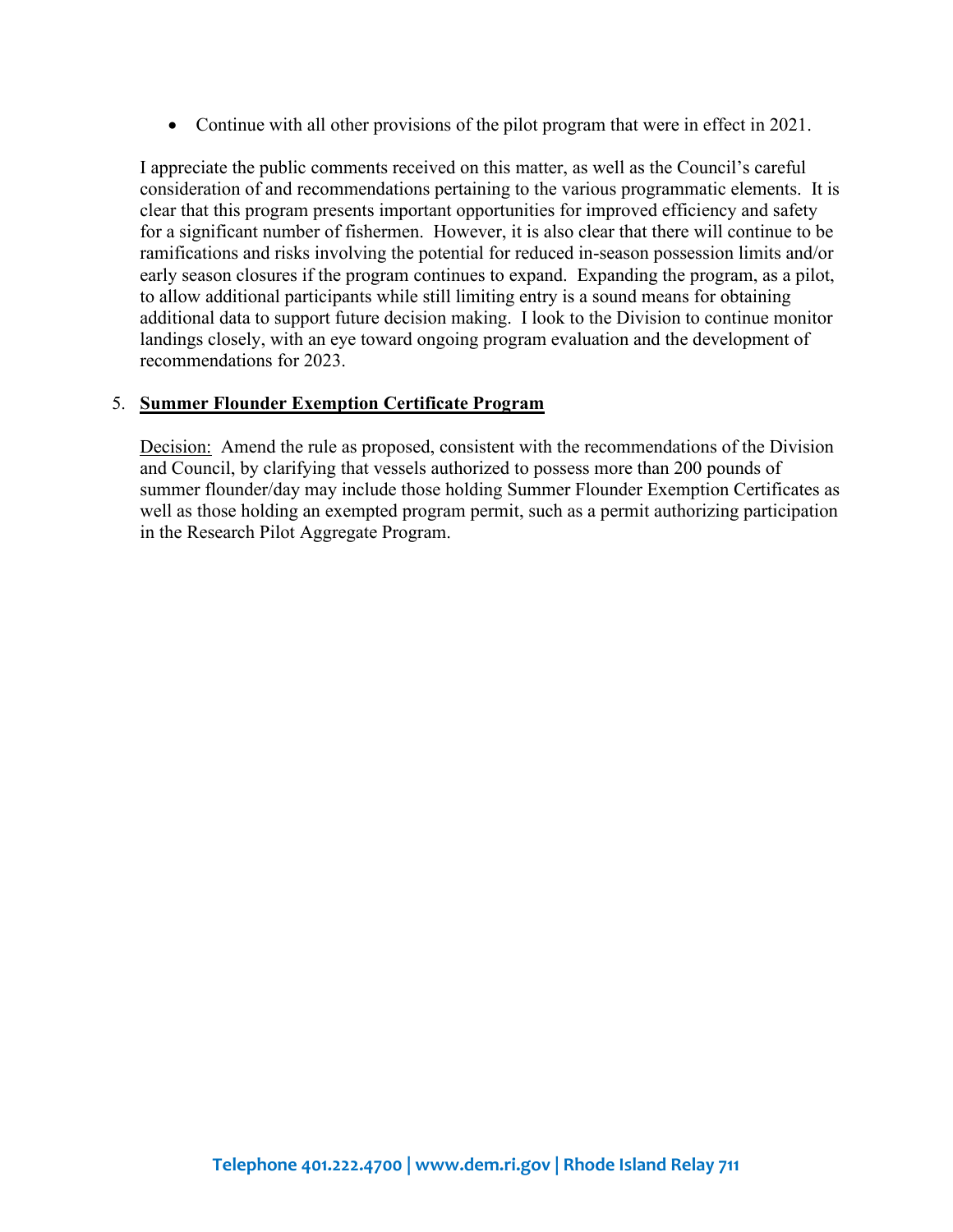- Continue with all other provisions of the pilot program that were in effect in 2021.

I appreciate the public comments received on this matter, as well as the Council's careful consideration of and recommendations pertaining to the various programmatic elements. It is clear that this program presents important opportunities for improved efficiency and safety for a significant number of fishermen. However, it is also clear that there will continue to be ramifications and risks involving the potential for reduced in-season possession limits and/or early season closures if the program continues to expand. Expanding the program, as a pilot, to allow additional participants while still limiting entry is a sound means for obtaining additional data to support future decision making. I look to the Division to continue monitor landings closely, with an eye toward ongoing program evaluation and the development of recommendations for 2023.

5. **Summer Flounder Exemption Certificate Program**

Decision: Amend the rule as proposed, consistent with the recommendations of the Division and Council, by clarifying that vessels authorized to possess more than 200 pounds of summer flounder/day may include those holding Summer Flounder Exemption Certificates as well as those holding an exempted program permit, such as a permit authorizing participation in the Research Pilot Aggregate Program.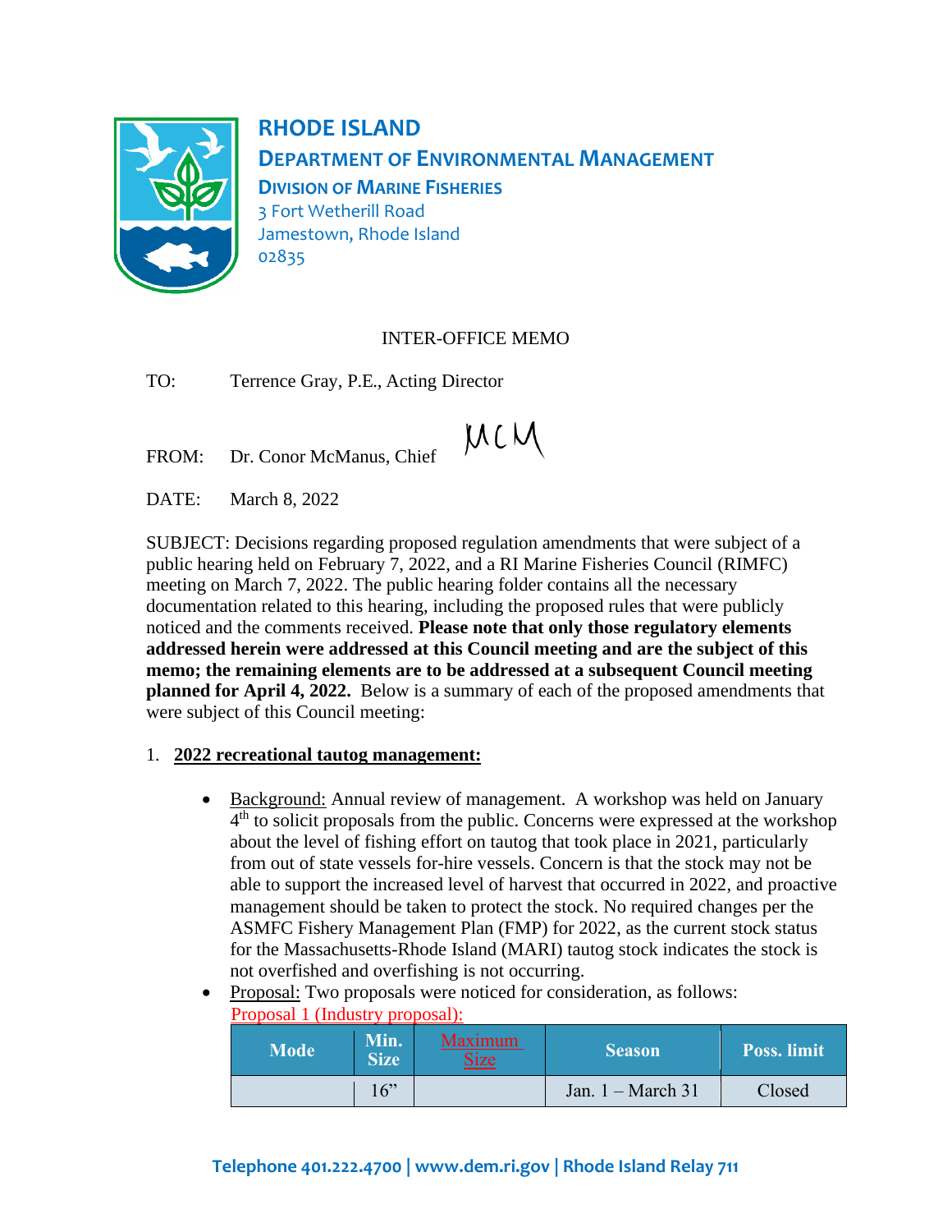# RHODE ISLAND

## DEPARTMENT OF ENVIRONMENTAL MANAGEMENT

### DIVISION OF MARINE FISHERIES

3 Fort Wetherill Road
Jamestown, Rhode Island
02835

INTER-OFFICE MEMO

TO: Terrence Gray, P.E., Acting Director

FROM: Dr. Conor McManus, Chief MCM

DATE: March 8, 2022

SUBJECT: Decisions regarding proposed regulation amendments that were subject of a public hearing held on February 7, 2022, and a RI Marine Fisheries Council (RIMFC) meeting on March 7, 2022. The public hearing folder contains all the necessary documentation related to this hearing, including the proposed rules that were publicly noticed and the comments received. **Please note that only those regulatory elements addressed herein were addressed at this Council meeting and are the subject of this memo; the remaining elements are to be addressed at a subsequent Council meeting planned for April 4, 2022.** Below is a summary of each of the proposed amendments that were subject of this Council meeting:

1. **2022 recreational tautog management:**

   - Background: Annual review of management. A workshop was held on January 4th to solicit proposals from the public. Concerns were expressed at the workshop about the level of fishing effort on tautog that took place in 2021, particularly from out of state vessels for-hire vessels. Concern is that the stock may not be able to support the increased level of harvest that occurred in 2022, and proactive management should be taken to protect the stock. No required changes per the ASMFC Fishery Management Plan (FMP) for 2022, as the current stock status for the Massachusetts-Rhode Island (MARI) tautog stock indicates the stock is not overfished and overfishing is not occurring.
   - Proposal: Two proposals were noticed for consideration, as follows:

     Proposal 1 (Industry proposal):

| Mode | Min. Size | Maximum Size | Season | Poss. limit |
|---|---|---|---|---|
| | 16" | | Jan. 1 – March 31 | Closed |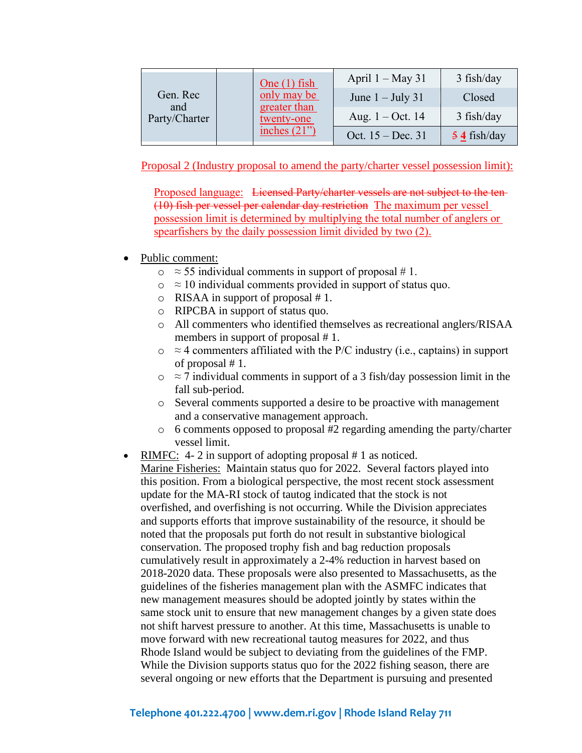| Gen. Rec and Party/Charter | | One (1) fish only may be greater than twenty-one inches (21") | April 1 – May 31 | 3 fish/day |
|---|---|---|---|---|
| | | | June 1 – July 31 | Closed |
| | | | Aug. 1 – Oct. 14 | 3 fish/day |
| | | | Oct. 15 – Dec. 31 | ~~5~~ 4 fish/day |

Proposal 2 (Industry proposal to amend the party/charter vessel possession limit):

Proposed language: ~~Licensed Party/charter vessels are not subject to the ten (10) fish per vessel per calendar day restriction~~ The maximum per vessel possession limit is determined by multiplying the total number of anglers or spearfishers by the daily possession limit divided by two (2).

- Public comment:
  - ≈ 55 individual comments in support of proposal # 1.
  - ≈ 10 individual comments provided in support of status quo.
  - RISAA in support of proposal # 1.
  - RIPCBA in support of status quo.
  - All commenters who identified themselves as recreational anglers/RISAA members in support of proposal # 1.
  - ≈ 4 commenters affiliated with the P/C industry (i.e., captains) in support of proposal # 1.
  - ≈ 7 individual comments in support of a 3 fish/day possession limit in the fall sub-period.
  - Several comments supported a desire to be proactive with management and a conservative management approach.
  - 6 comments opposed to proposal #2 regarding amending the party/charter vessel limit.
- RIMFC: 4- 2 in support of adopting proposal # 1 as noticed.
  Marine Fisheries: Maintain status quo for 2022. Several factors played into this position. From a biological perspective, the most recent stock assessment update for the MA-RI stock of tautog indicated that the stock is not overfished, and overfishing is not occurring. While the Division appreciates and supports efforts that improve sustainability of the resource, it should be noted that the proposals put forth do not result in substantive biological conservation. The proposed trophy fish and bag reduction proposals cumulatively result in approximately a 2-4% reduction in harvest based on 2018-2020 data. These proposals were also presented to Massachusetts, as the guidelines of the fisheries management plan with the ASMFC indicates that new management measures should be adopted jointly by states within the same stock unit to ensure that new management changes by a given state does not shift harvest pressure to another. At this time, Massachusetts is unable to move forward with new recreational tautog measures for 2022, and thus Rhode Island would be subject to deviating from the guidelines of the FMP. While the Division supports status quo for the 2022 fishing season, there are several ongoing or new efforts that the Department is pursuing and presented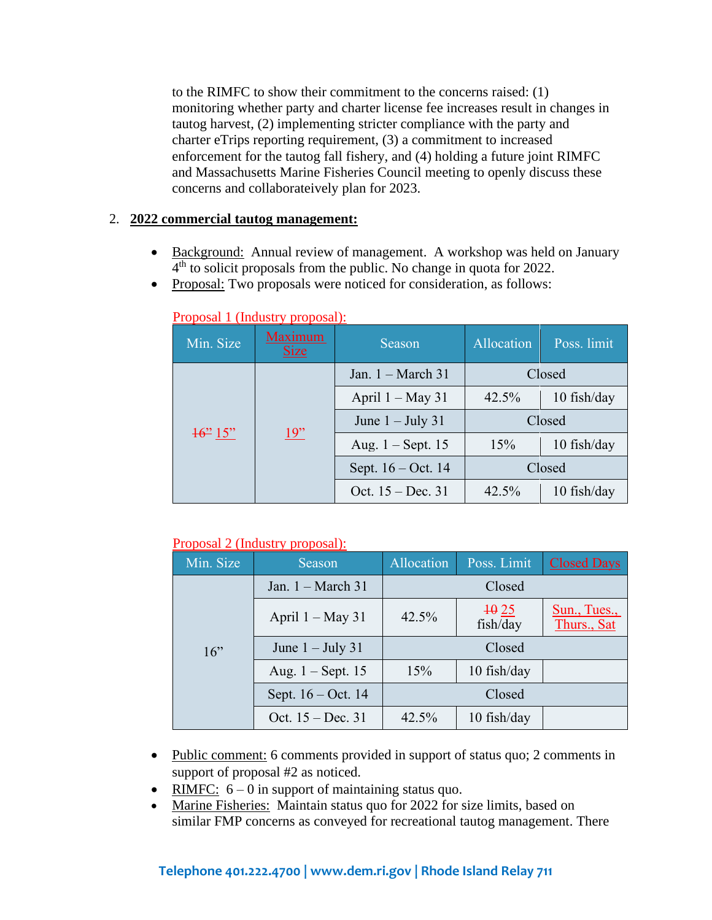to the RIMFC to show their commitment to the concerns raised: (1) monitoring whether party and charter license fee increases result in changes in tautog harvest, (2) implementing stricter compliance with the party and charter eTrips reporting requirement, (3) a commitment to increased enforcement for the tautog fall fishery, and (4) holding a future joint RIMFC and Massachusetts Marine Fisheries Council meeting to openly discuss these concerns and collaborateively plan for 2023.

2. **2022 commercial tautog management:**

- Background: Annual review of management. A workshop was held on January 4th to solicit proposals from the public. No change in quota for 2022.
- Proposal: Two proposals were noticed for consideration, as follows:

Proposal 1 (Industry proposal):

| Min. Size | Maximum Size | Season | Allocation | Poss. limit |
|---|---|---|---|---|
| ~~16”~~ 15” | 19” | Jan. 1 – March 31 | Closed | |
| | | April 1 – May 31 | 42.5% | 10 fish/day |
| | | June 1 – July 31 | Closed | |
| | | Aug. 1 – Sept. 15 | 15% | 10 fish/day |
| | | Sept. 16 – Oct. 14 | Closed | |
| | | Oct. 15 – Dec. 31 | 42.5% | 10 fish/day |

Proposal 2 (Industry proposal):

| Min. Size | Season | Allocation | Poss. Limit | Closed Days |
|---|---|---|---|---|
| 16” | Jan. 1 – March 31 | Closed | | |
| | April 1 – May 31 | 42.5% | ~~10~~ 25 fish/day | Sun., Tues., Thurs., Sat |
| | June 1 – July 31 | Closed | | |
| | Aug. 1 – Sept. 15 | 15% | 10 fish/day | |
| | Sept. 16 – Oct. 14 | Closed | | |
| | Oct. 15 – Dec. 31 | 42.5% | 10 fish/day | |

- Public comment: 6 comments provided in support of status quo; 2 comments in support of proposal #2 as noticed.
- RIMFC: 6 – 0 in support of maintaining status quo.
- Marine Fisheries: Maintain status quo for 2022 for size limits, based on similar FMP concerns as conveyed for recreational tautog management. There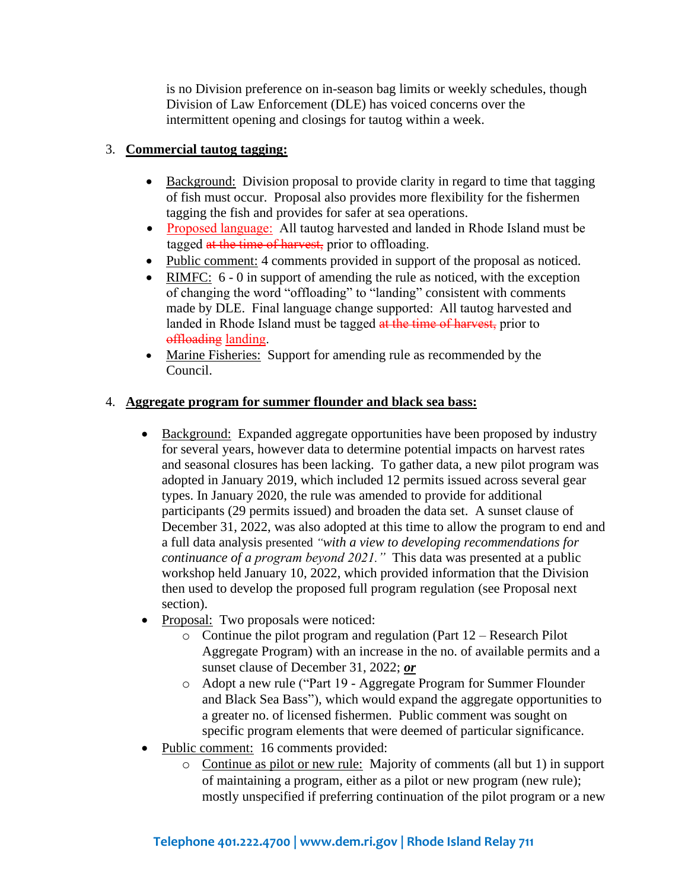is no Division preference on in-season bag limits or weekly schedules, though Division of Law Enforcement (DLE) has voiced concerns over the intermittent opening and closings for tautog within a week.

3. **Commercial tautog tagging:**

   - Background: Division proposal to provide clarity in regard to time that tagging of fish must occur. Proposal also provides more flexibility for the fishermen tagging the fish and provides for safer at sea operations.
   - Proposed language: All tautog harvested and landed in Rhode Island must be tagged ~~at the time of harvest,~~ prior to offloading.
   - Public comment: 4 comments provided in support of the proposal as noticed.
   - RIMFC: 6 - 0 in support of amending the rule as noticed, with the exception of changing the word "offloading" to "landing" consistent with comments made by DLE. Final language change supported: All tautog harvested and landed in Rhode Island must be tagged ~~at the time of harvest,~~ prior to ~~offloading~~ landing.
   - Marine Fisheries: Support for amending rule as recommended by the Council.

4. **Aggregate program for summer flounder and black sea bass:**

   - Background: Expanded aggregate opportunities have been proposed by industry for several years, however data to determine potential impacts on harvest rates and seasonal closures has been lacking. To gather data, a new pilot program was adopted in January 2019, which included 12 permits issued across several gear types. In January 2020, the rule was amended to provide for additional participants (29 permits issued) and broaden the data set. A sunset clause of December 31, 2022, was also adopted at this time to allow the program to end and a full data analysis presented *"with a view to developing recommendations for continuance of a program beyond 2021."* This data was presented at a public workshop held January 10, 2022, which provided information that the Division then used to develop the proposed full program regulation (see Proposal next section).
   - Proposal: Two proposals were noticed:
     - Continue the pilot program and regulation (Part 12 – Research Pilot Aggregate Program) with an increase in the no. of available permits and a sunset clause of December 31, 2022; ***or***
     - Adopt a new rule ("Part 19 - Aggregate Program for Summer Flounder and Black Sea Bass"), which would expand the aggregate opportunities to a greater no. of licensed fishermen. Public comment was sought on specific program elements that were deemed of particular significance.
   - Public comment: 16 comments provided:
     - Continue as pilot or new rule: Majority of comments (all but 1) in support of maintaining a program, either as a pilot or new program (new rule); mostly unspecified if preferring continuation of the pilot program or a new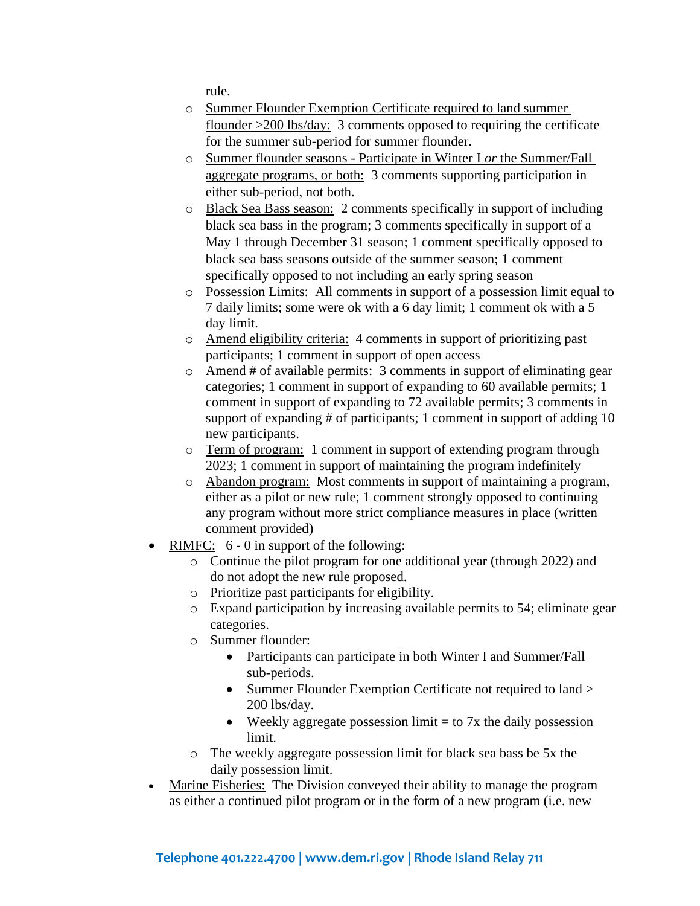rule.

  - Summer Flounder Exemption Certificate required to land summer flounder >200 lbs/day: 3 comments opposed to requiring the certificate for the summer sub-period for summer flounder.
  - Summer flounder seasons - Participate in Winter I *or* the Summer/Fall aggregate programs, or both: 3 comments supporting participation in either sub-period, not both.
  - Black Sea Bass season: 2 comments specifically in support of including black sea bass in the program; 3 comments specifically in support of a May 1 through December 31 season; 1 comment specifically opposed to black sea bass seasons outside of the summer season; 1 comment specifically opposed to not including an early spring season
  - Possession Limits: All comments in support of a possession limit equal to 7 daily limits; some were ok with a 6 day limit; 1 comment ok with a 5 day limit.
  - Amend eligibility criteria: 4 comments in support of prioritizing past participants; 1 comment in support of open access
  - Amend # of available permits: 3 comments in support of eliminating gear categories; 1 comment in support of expanding to 60 available permits; 1 comment in support of expanding to 72 available permits; 3 comments in support of expanding # of participants; 1 comment in support of adding 10 new participants.
  - Term of program: 1 comment in support of extending program through 2023; 1 comment in support of maintaining the program indefinitely
  - Abandon program: Most comments in support of maintaining a program, either as a pilot or new rule; 1 comment strongly opposed to continuing any program without more strict compliance measures in place (written comment provided)
- RIMFC: 6 - 0 in support of the following:
  - Continue the pilot program for one additional year (through 2022) and do not adopt the new rule proposed.
  - Prioritize past participants for eligibility.
  - Expand participation by increasing available permits to 54; eliminate gear categories.
  - Summer flounder:
    - Participants can participate in both Winter I and Summer/Fall sub-periods.
    - Summer Flounder Exemption Certificate not required to land > 200 lbs/day.
    - Weekly aggregate possession limit = to 7x the daily possession limit.
  - The weekly aggregate possession limit for black sea bass be 5x the daily possession limit.
- Marine Fisheries: The Division conveyed their ability to manage the program as either a continued pilot program or in the form of a new program (i.e. new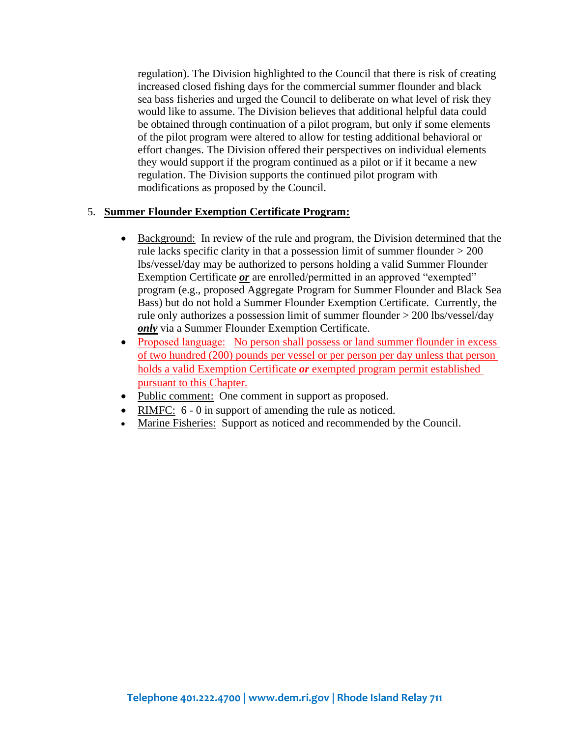regulation). The Division highlighted to the Council that there is risk of creating increased closed fishing days for the commercial summer flounder and black sea bass fisheries and urged the Council to deliberate on what level of risk they would like to assume. The Division believes that additional helpful data could be obtained through continuation of a pilot program, but only if some elements of the pilot program were altered to allow for testing additional behavioral or effort changes. The Division offered their perspectives on individual elements they would support if the program continued as a pilot or if it became a new regulation. The Division supports the continued pilot program with modifications as proposed by the Council.

5. **Summer Flounder Exemption Certificate Program:**

- Background: In review of the rule and program, the Division determined that the rule lacks specific clarity in that a possession limit of summer flounder > 200 lbs/vessel/day may be authorized to persons holding a valid Summer Flounder Exemption Certificate ***or*** are enrolled/permitted in an approved "exempted" program (e.g., proposed Aggregate Program for Summer Flounder and Black Sea Bass) but do not hold a Summer Flounder Exemption Certificate. Currently, the rule only authorizes a possession limit of summer flounder > 200 lbs/vessel/day ***only*** via a Summer Flounder Exemption Certificate.
- Proposed language: No person shall possess or land summer flounder in excess of two hundred (200) pounds per vessel or per person per day unless that person holds a valid Exemption Certificate ***or*** exempted program permit established pursuant to this Chapter.
- Public comment: One comment in support as proposed.
- RIMFC: 6 - 0 in support of amending the rule as noticed.
- Marine Fisheries: Support as noticed and recommended by the Council.

**Telephone 401.222.4700 | www.dem.ri.gov | Rhode Island Relay 711**